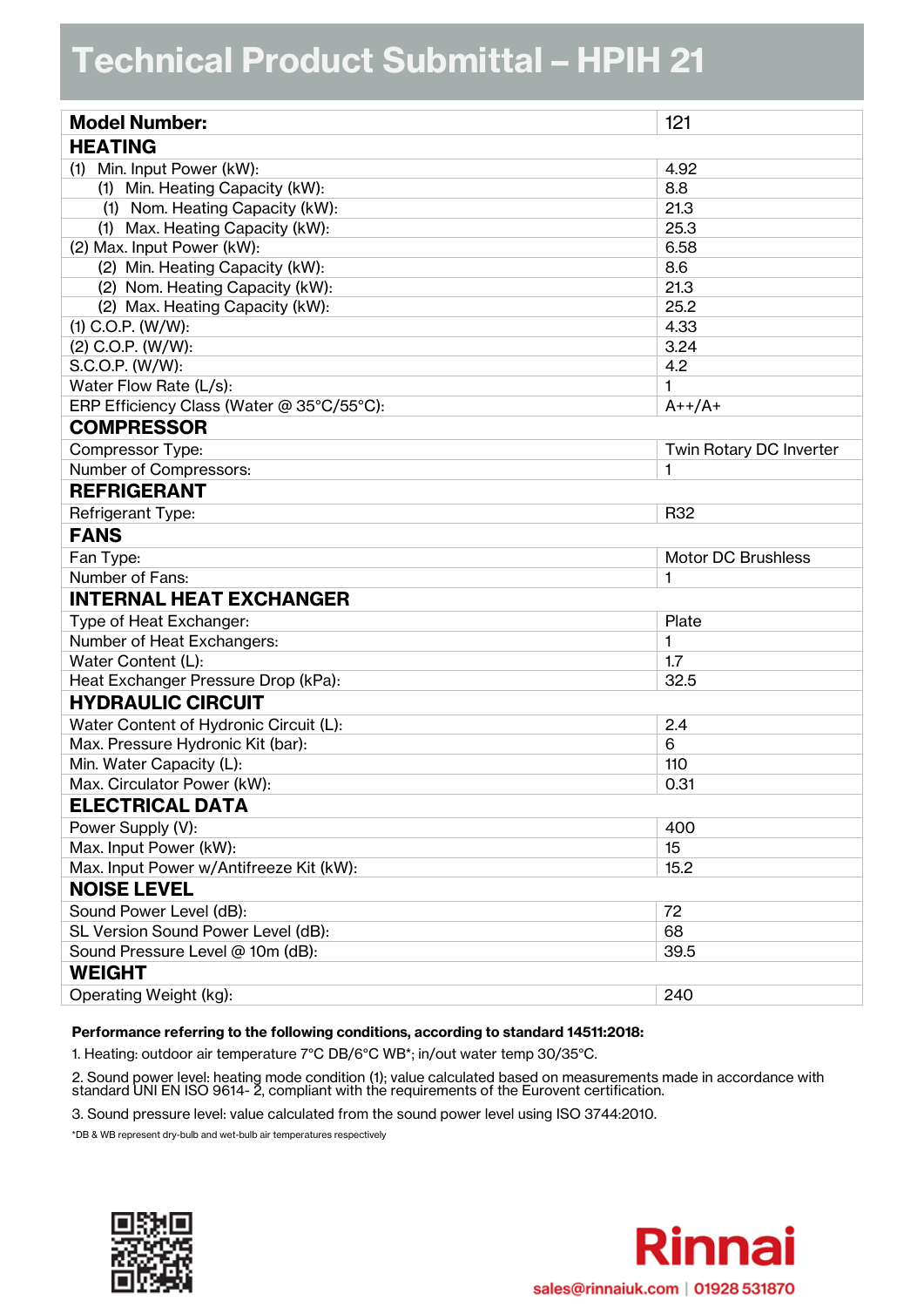# Technical Product Submittal – HPIH 21

| **Model Number:** | 121 |
|---|---|
| **HEATING** | |
| (1) Min. Input Power (kW): | 4.92 |
| (1) Min. Heating Capacity (kW): | 8.8 |
| (1) Nom. Heating Capacity (kW): | 21.3 |
| (1) Max. Heating Capacity (kW): | 25.3 |
| (2) Max. Input Power (kW): | 6.58 |
| (2) Min. Heating Capacity (kW): | 8.6 |
| (2) Nom. Heating Capacity (kW): | 21.3 |
| (2) Max. Heating Capacity (kW): | 25.2 |
| (1) C.O.P. (W/W): | 4.33 |
| (2) C.O.P. (W/W): | 3.24 |
| S.C.O.P. (W/W): | 4.2 |
| Water Flow Rate (L/s): | 1 |
| ERP Efficiency Class (Water @ 35°C/55°C): | A++/A+ |
| **COMPRESSOR** | |
| Compressor Type: | Twin Rotary DC Inverter |
| Number of Compressors: | 1 |
| **REFRIGERANT** | |
| Refrigerant Type: | R32 |
| **FANS** | |
| Fan Type: | Motor DC Brushless |
| Number of Fans: | 1 |
| **INTERNAL HEAT EXCHANGER** | |
| Type of Heat Exchanger: | Plate |
| Number of Heat Exchangers: | 1 |
| Water Content (L): | 1.7 |
| Heat Exchanger Pressure Drop (kPa): | 32.5 |
| **HYDRAULIC CIRCUIT** | |
| Water Content of Hydronic Circuit (L): | 2.4 |
| Max. Pressure Hydronic Kit (bar): | 6 |
| Min. Water Capacity (L): | 110 |
| Max. Circulator Power (kW): | 0.31 |
| **ELECTRICAL DATA** | |
| Power Supply (V): | 400 |
| Max. Input Power (kW): | 15 |
| Max. Input Power w/Antifreeze Kit (kW): | 15.2 |
| **NOISE LEVEL** | |
| Sound Power Level (dB): | 72 |
| SL Version Sound Power Level (dB): | 68 |
| Sound Pressure Level @ 10m (dB): | 39.5 |
| **WEIGHT** | |
| Operating Weight (kg): | 240 |

**Performance referring to the following conditions, according to standard 14511:2018:**

1. Heating: outdoor air temperature 7°C DB/6°C WB*; in/out water temp 30/35°C.
2. Sound power level: heating mode condition (1); value calculated based on measurements made in accordance with standard UNI EN ISO 9614- 2, compliant with the requirements of the Eurovent certification.
3. Sound pressure level: value calculated from the sound power level using ISO 3744:2010.

*DB & WB represent dry-bulb and wet-bulb air temperatures respectively

Rinnai

sales@rinnaiuk.com | 01928 531870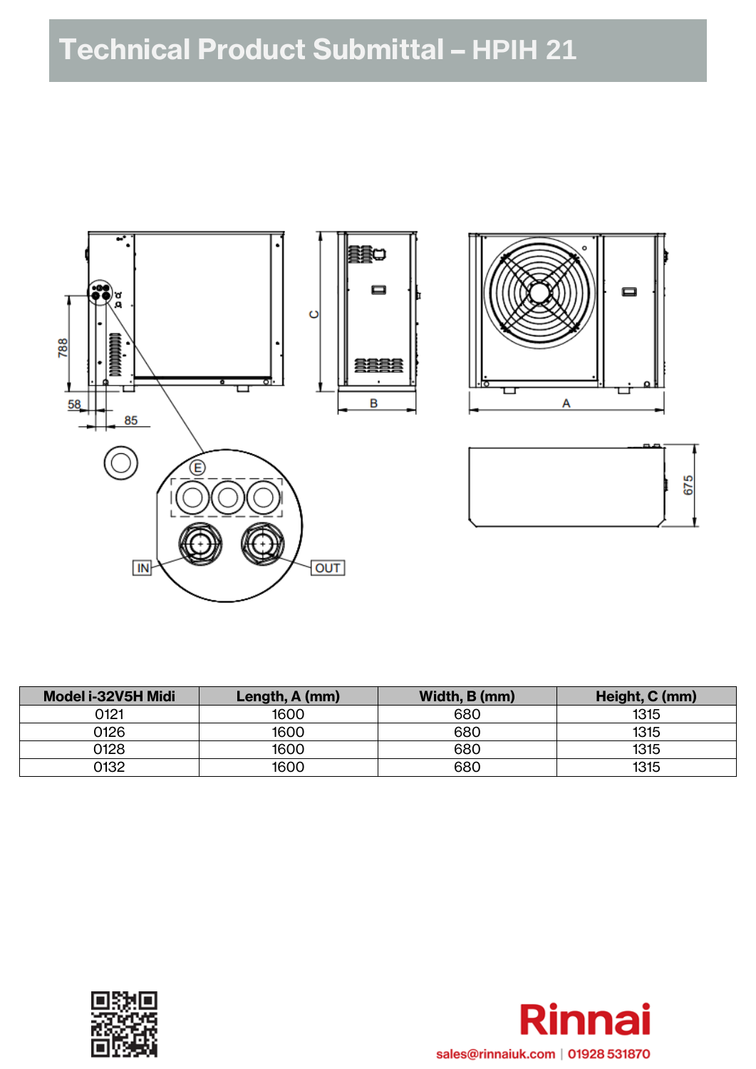# Technical Product Submittal – HPIH 21

| Model i-32V5H Midi | Length, A (mm) | Width, B (mm) | Height, C (mm) |
|---|---|---|---|
| 0121 | 1600 | 680 | 1315 |
| 0126 | 1600 | 680 | 1315 |
| 0128 | 1600 | 680 | 1315 |
| 0132 | 1600 | 680 | 1315 |

Rinnai

sales@rinnaiuk.com | 01928 531870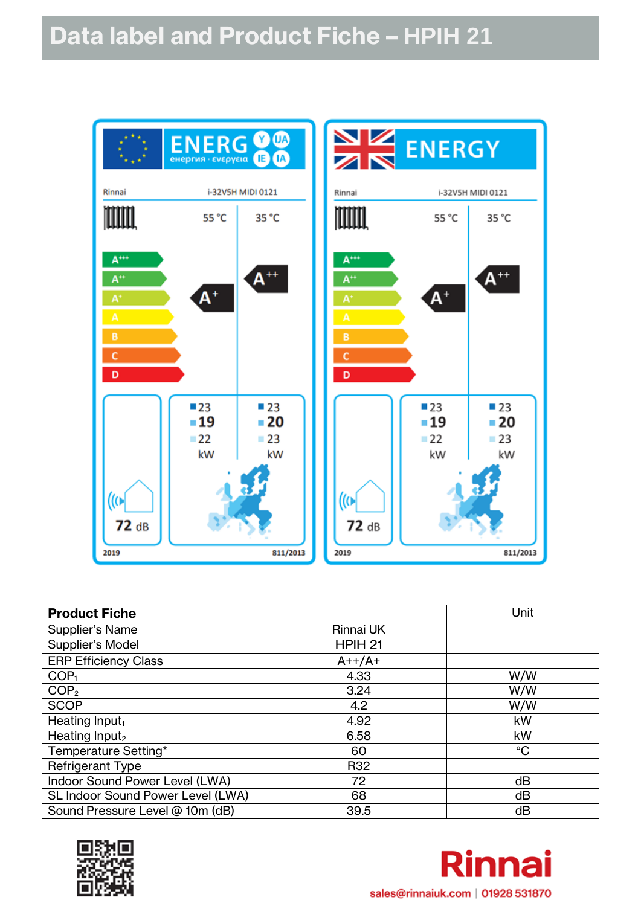# Data label and Product Fiche – HPIH 21

ENERGY

Rinnai i-32V5H MIDI 0121

55 °C 35 °C

A+ A++

23 19 22 kW

23 20 23 kW

72 dB

2019 811/2013

ENERGY

Rinnai i-32V5H MIDI 0121

55 °C 35 °C

A+ A++

23 19 22 kW

23 20 23 kW

72 dB

2019 811/2013

| **Product Fiche** | | Unit |
|---|---|---|
| Supplier's Name | Rinnai UK | |
| Supplier's Model | HPIH 21 | |
| ERP Efficiency Class | A++/A+ | |
| $COP_1$ | 4.33 | W/W |
| $COP_2$ | 3.24 | W/W |
| SCOP | 4.2 | W/W |
| Heating $Input_1$ | 4.92 | kW |
| Heating $Input_2$ | 6.58 | kW |
| Temperature Setting* | 60 | °C |
| Refrigerant Type | R32 | |
| Indoor Sound Power Level (LWA) | 72 | dB |
| SL Indoor Sound Power Level (LWA) | 68 | dB |
| Sound Pressure Level @ 10m (dB) | 39.5 | dB |

Rinnai

sales@rinnaiuk.com | 01928 531870